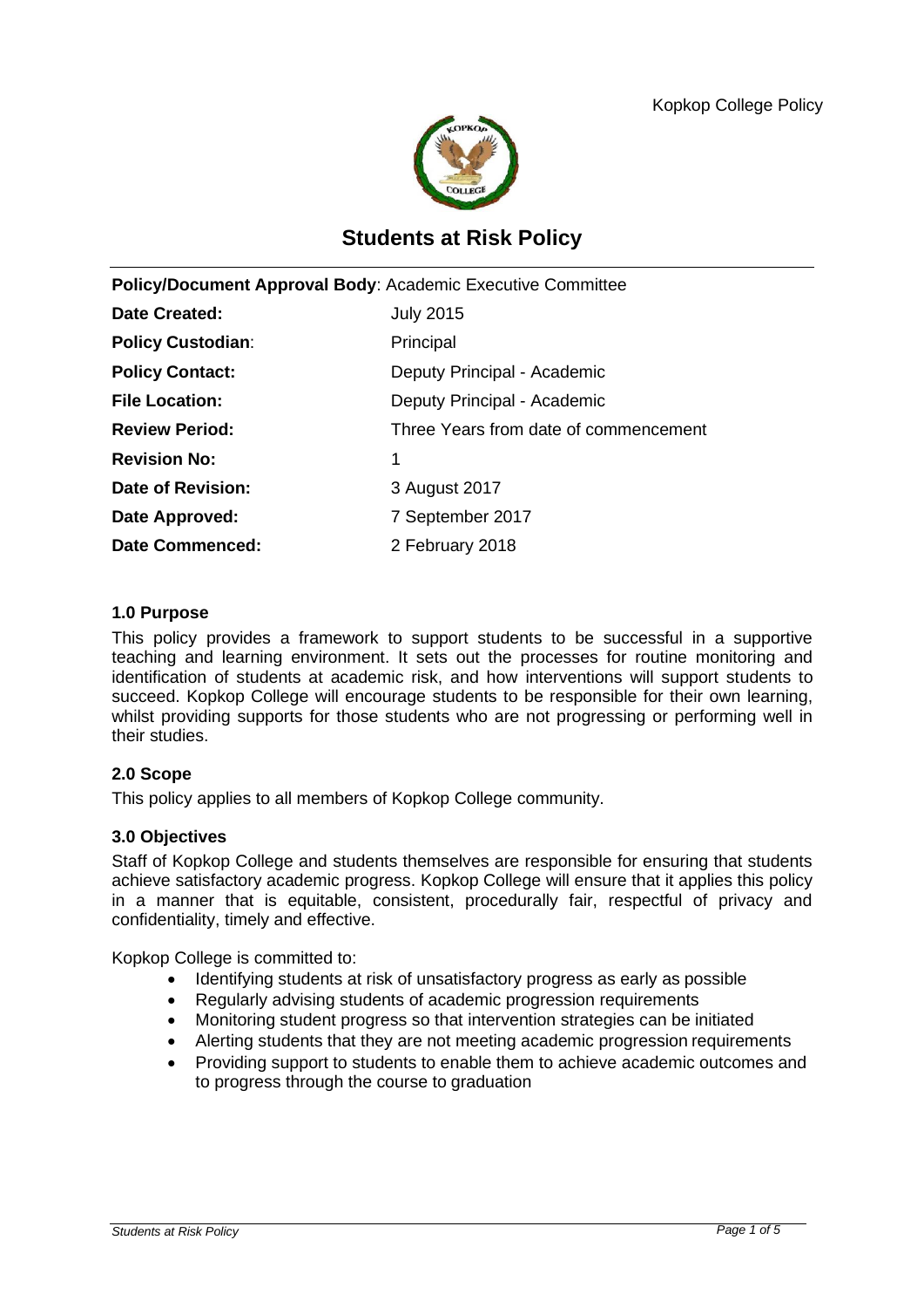# Students at Risk Policy

| | |
|---|---|
| **Policy/Document Approval Body**: Academic Executive Committee | |
| **Date Created:** | July 2015 |
| **Policy Custodian**: | Principal |
| **Policy Contact:** | Deputy Principal - Academic |
| **File Location:** | Deputy Principal - Academic |
| **Review Period:** | Three Years from date of commencement |
| **Revision No:** | 1 |
| **Date of Revision:** | 3 August 2017 |
| **Date Approved:** | 7 September 2017 |
| **Date Commenced:** | 2 February 2018 |

### 1.0 Purpose

This policy provides a framework to support students to be successful in a supportive teaching and learning environment. It sets out the processes for routine monitoring and identification of students at academic risk, and how interventions will support students to succeed. Kopkop College will encourage students to be responsible for their own learning, whilst providing supports for those students who are not progressing or performing well in their studies.

### 2.0 Scope

This policy applies to all members of Kopkop College community.

### 3.0 Objectives

Staff of Kopkop College and students themselves are responsible for ensuring that students achieve satisfactory academic progress. Kopkop College will ensure that it applies this policy in a manner that is equitable, consistent, procedurally fair, respectful of privacy and confidentiality, timely and effective.

Kopkop College is committed to:

- Identifying students at risk of unsatisfactory progress as early as possible
- Regularly advising students of academic progression requirements
- Monitoring student progress so that intervention strategies can be initiated
- Alerting students that they are not meeting academic progression requirements
- Providing support to students to enable them to achieve academic outcomes and to progress through the course to graduation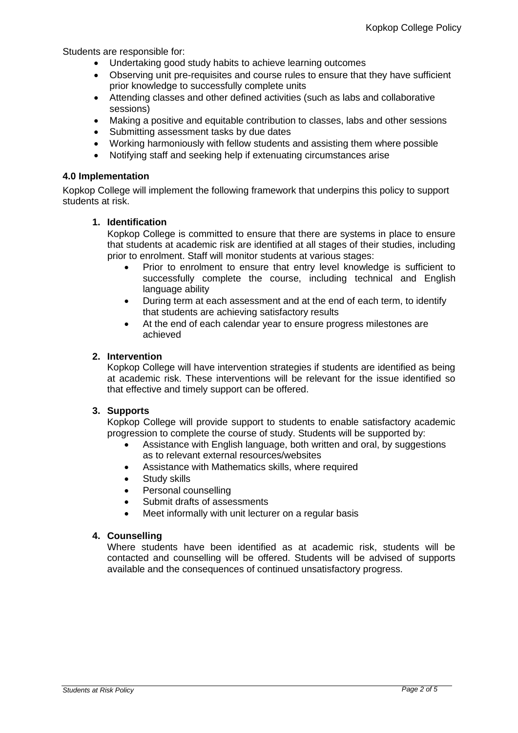Students are responsible for:

- Undertaking good study habits to achieve learning outcomes
- Observing unit pre-requisites and course rules to ensure that they have sufficient prior knowledge to successfully complete units
- Attending classes and other defined activities (such as labs and collaborative sessions)
- Making a positive and equitable contribution to classes, labs and other sessions
- Submitting assessment tasks by due dates
- Working harmoniously with fellow students and assisting them where possible
- Notifying staff and seeking help if extenuating circumstances arise

**4.0 Implementation**

Kopkop College will implement the following framework that underpins this policy to support students at risk.

1. **Identification**
   Kopkop College is committed to ensure that there are systems in place to ensure that students at academic risk are identified at all stages of their studies, including prior to enrolment. Staff will monitor students at various stages:
   - Prior to enrolment to ensure that entry level knowledge is sufficient to successfully complete the course, including technical and English language ability
   - During term at each assessment and at the end of each term, to identify that students are achieving satisfactory results
   - At the end of each calendar year to ensure progress milestones are achieved

2. **Intervention**
   Kopkop College will have intervention strategies if students are identified as being at academic risk. These interventions will be relevant for the issue identified so that effective and timely support can be offered.

3. **Supports**
   Kopkop College will provide support to students to enable satisfactory academic progression to complete the course of study. Students will be supported by:
   - Assistance with English language, both written and oral, by suggestions as to relevant external resources/websites
   - Assistance with Mathematics skills, where required
   - Study skills
   - Personal counselling
   - Submit drafts of assessments
   - Meet informally with unit lecturer on a regular basis

4. **Counselling**
   Where students have been identified as at academic risk, students will be contacted and counselling will be offered. Students will be advised of supports available and the consequences of continued unsatisfactory progress.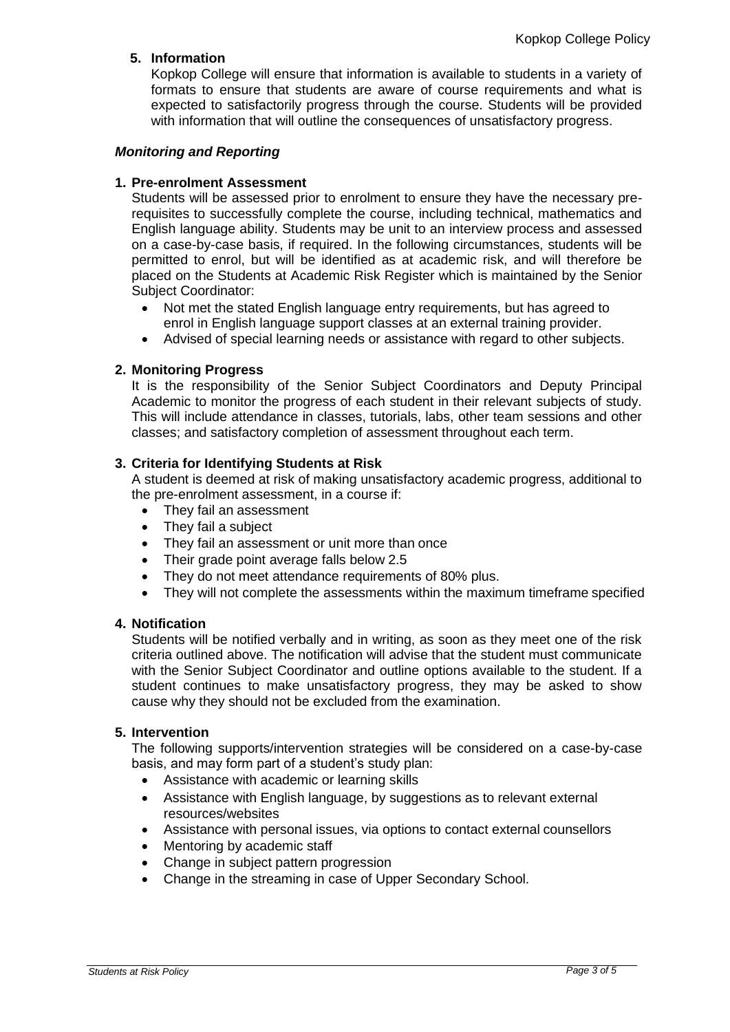**5. Information**

Kopkop College will ensure that information is available to students in a variety of formats to ensure that students are aware of course requirements and what is expected to satisfactorily progress through the course. Students will be provided with information that will outline the consequences of unsatisfactory progress.

### *Monitoring and Reporting*

**1. Pre-enrolment Assessment**

Students will be assessed prior to enrolment to ensure they have the necessary pre-requisites to successfully complete the course, including technical, mathematics and English language ability. Students may be unit to an interview process and assessed on a case-by-case basis, if required. In the following circumstances, students will be permitted to enrol, but will be identified as at academic risk, and will therefore be placed on the Students at Academic Risk Register which is maintained by the Senior Subject Coordinator:

- Not met the stated English language entry requirements, but has agreed to enrol in English language support classes at an external training provider.
- Advised of special learning needs or assistance with regard to other subjects.

**2. Monitoring Progress**

It is the responsibility of the Senior Subject Coordinators and Deputy Principal Academic to monitor the progress of each student in their relevant subjects of study. This will include attendance in classes, tutorials, labs, other team sessions and other classes; and satisfactory completion of assessment throughout each term.

**3. Criteria for Identifying Students at Risk**

A student is deemed at risk of making unsatisfactory academic progress, additional to the pre-enrolment assessment, in a course if:

- They fail an assessment
- They fail a subject
- They fail an assessment or unit more than once
- Their grade point average falls below 2.5
- They do not meet attendance requirements of 80% plus.
- They will not complete the assessments within the maximum timeframe specified

**4. Notification**

Students will be notified verbally and in writing, as soon as they meet one of the risk criteria outlined above. The notification will advise that the student must communicate with the Senior Subject Coordinator and outline options available to the student. If a student continues to make unsatisfactory progress, they may be asked to show cause why they should not be excluded from the examination.

**5. Intervention**

The following supports/intervention strategies will be considered on a case-by-case basis, and may form part of a student's study plan:

- Assistance with academic or learning skills
- Assistance with English language, by suggestions as to relevant external resources/websites
- Assistance with personal issues, via options to contact external counsellors
- Mentoring by academic staff
- Change in subject pattern progression
- Change in the streaming in case of Upper Secondary School.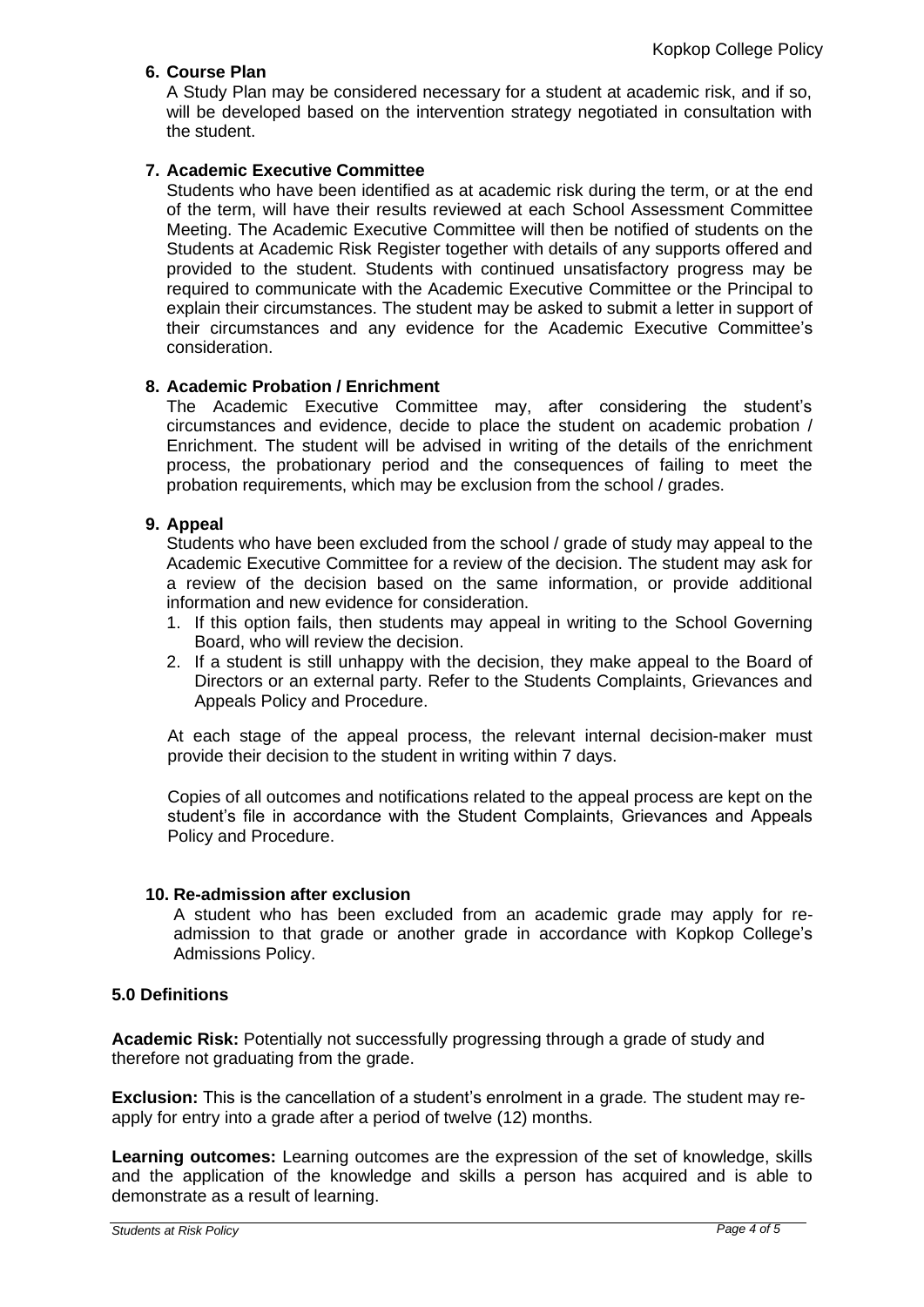### 6. Course Plan

A Study Plan may be considered necessary for a student at academic risk, and if so, will be developed based on the intervention strategy negotiated in consultation with the student.

### 7. Academic Executive Committee

Students who have been identified as at academic risk during the term, or at the end of the term, will have their results reviewed at each School Assessment Committee Meeting. The Academic Executive Committee will then be notified of students on the Students at Academic Risk Register together with details of any supports offered and provided to the student. Students with continued unsatisfactory progress may be required to communicate with the Academic Executive Committee or the Principal to explain their circumstances. The student may be asked to submit a letter in support of their circumstances and any evidence for the Academic Executive Committee's consideration.

### 8. Academic Probation / Enrichment

The Academic Executive Committee may, after considering the student's circumstances and evidence, decide to place the student on academic probation / Enrichment. The student will be advised in writing of the details of the enrichment process, the probationary period and the consequences of failing to meet the probation requirements, which may be exclusion from the school / grades.

### 9. Appeal

Students who have been excluded from the school / grade of study may appeal to the Academic Executive Committee for a review of the decision. The student may ask for a review of the decision based on the same information, or provide additional information and new evidence for consideration.

1. If this option fails, then students may appeal in writing to the School Governing Board, who will review the decision.
2. If a student is still unhappy with the decision, they make appeal to the Board of Directors or an external party. Refer to the Students Complaints, Grievances and Appeals Policy and Procedure.

At each stage of the appeal process, the relevant internal decision-maker must provide their decision to the student in writing within 7 days.

Copies of all outcomes and notifications related to the appeal process are kept on the student's file in accordance with the Student Complaints, Grievances and Appeals Policy and Procedure.

### 10. Re-admission after exclusion

A student who has been excluded from an academic grade may apply for re-admission to that grade or another grade in accordance with Kopkop College's Admissions Policy.

## 5.0 Definitions

**Academic Risk:** Potentially not successfully progressing through a grade of study and therefore not graduating from the grade.

**Exclusion:** This is the cancellation of a student's enrolment in a grade*.* The student may re-apply for entry into a grade after a period of twelve (12) months.

**Learning outcomes:** Learning outcomes are the expression of the set of knowledge, skills and the application of the knowledge and skills a person has acquired and is able to demonstrate as a result of learning.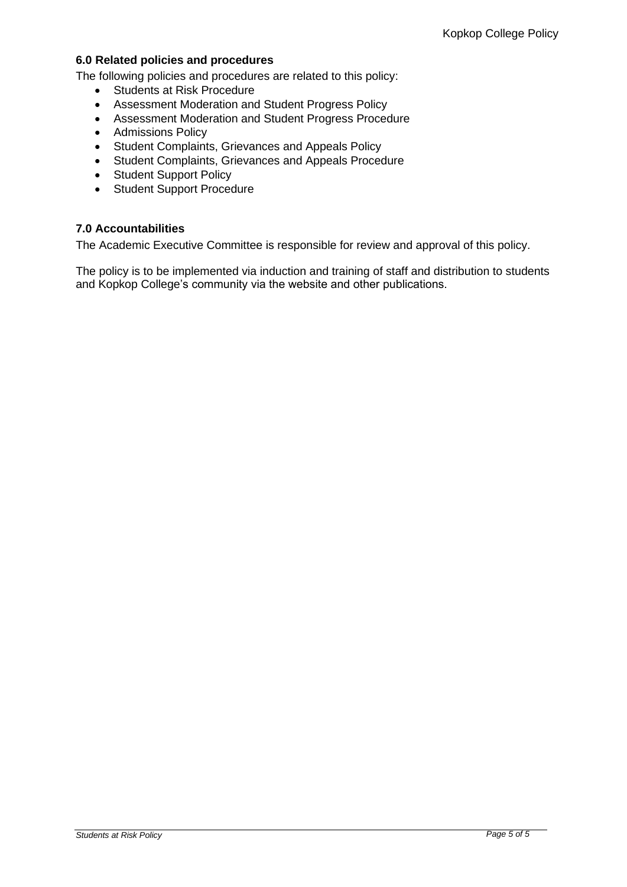## 6.0 Related policies and procedures

The following policies and procedures are related to this policy:

- Students at Risk Procedure
- Assessment Moderation and Student Progress Policy
- Assessment Moderation and Student Progress Procedure
- Admissions Policy
- Student Complaints, Grievances and Appeals Policy
- Student Complaints, Grievances and Appeals Procedure
- Student Support Policy
- Student Support Procedure

## 7.0 Accountabilities

The Academic Executive Committee is responsible for review and approval of this policy.

The policy is to be implemented via induction and training of staff and distribution to students and Kopkop College's community via the website and other publications.